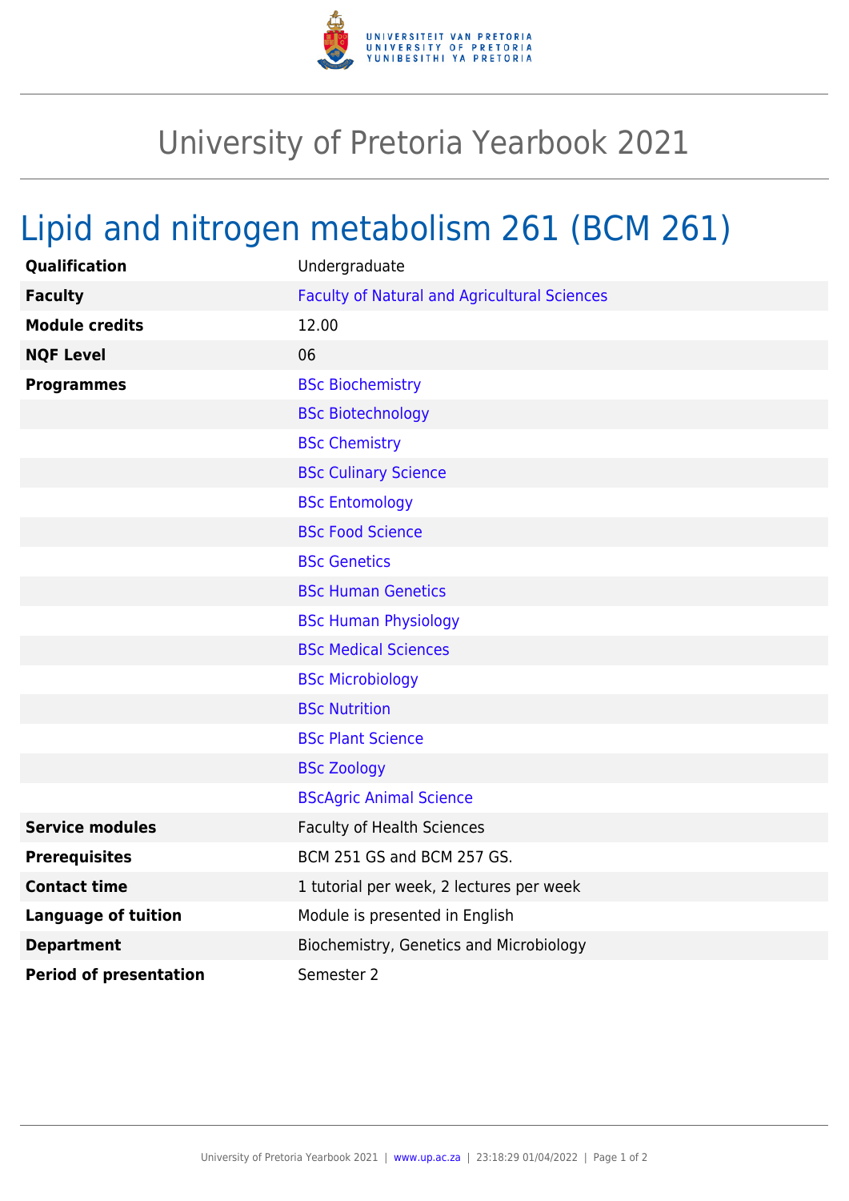# University of Pretoria Yearbook 2021

## Lipid and nitrogen metabolism 261 (BCM 261)

| | |
|---|---|
| **Qualification** | Undergraduate |
| **Faculty** | Faculty of Natural and Agricultural Sciences |
| **Module credits** | 12.00 |
| **NQF Level** | 06 |
| **Programmes** | BSc Biochemistry |
| | BSc Biotechnology |
| | BSc Chemistry |
| | BSc Culinary Science |
| | BSc Entomology |
| | BSc Food Science |
| | BSc Genetics |
| | BSc Human Genetics |
| | BSc Human Physiology |
| | BSc Medical Sciences |
| | BSc Microbiology |
| | BSc Nutrition |
| | BSc Plant Science |
| | BSc Zoology |
| | BScAgric Animal Science |
| **Service modules** | Faculty of Health Sciences |
| **Prerequisites** | BCM 251 GS and BCM 257 GS. |
| **Contact time** | 1 tutorial per week, 2 lectures per week |
| **Language of tuition** | Module is presented in English |
| **Department** | Biochemistry, Genetics and Microbiology |
| **Period of presentation** | Semester 2 |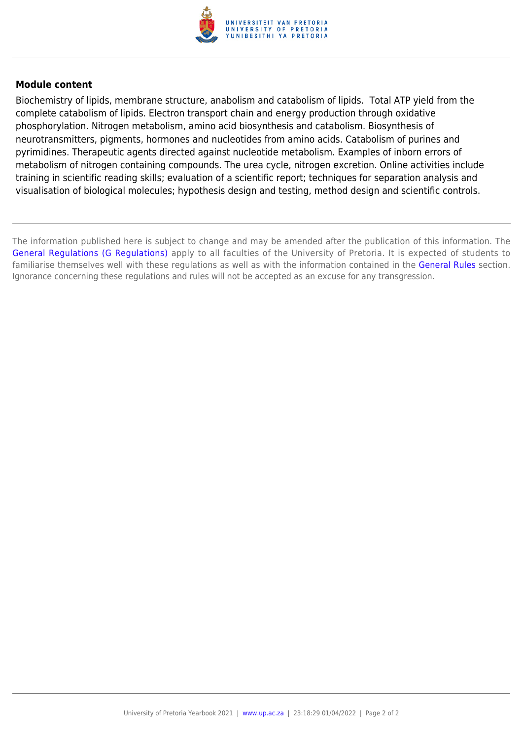**Module content**

Biochemistry of lipids, membrane structure, anabolism and catabolism of lipids.  Total ATP yield from the complete catabolism of lipids. Electron transport chain and energy production through oxidative phosphorylation. Nitrogen metabolism, amino acid biosynthesis and catabolism. Biosynthesis of neurotransmitters, pigments, hormones and nucleotides from amino acids. Catabolism of purines and pyrimidines. Therapeutic agents directed against nucleotide metabolism. Examples of inborn errors of metabolism of nitrogen containing compounds. The urea cycle, nitrogen excretion. Online activities include training in scientific reading skills; evaluation of a scientific report; techniques for separation analysis and visualisation of biological molecules; hypothesis design and testing, method design and scientific controls.

The information published here is subject to change and may be amended after the publication of this information. The General Regulations (G Regulations) apply to all faculties of the University of Pretoria. It is expected of students to familiarise themselves well with these regulations as well as with the information contained in the General Rules section. Ignorance concerning these regulations and rules will not be accepted as an excuse for any transgression.